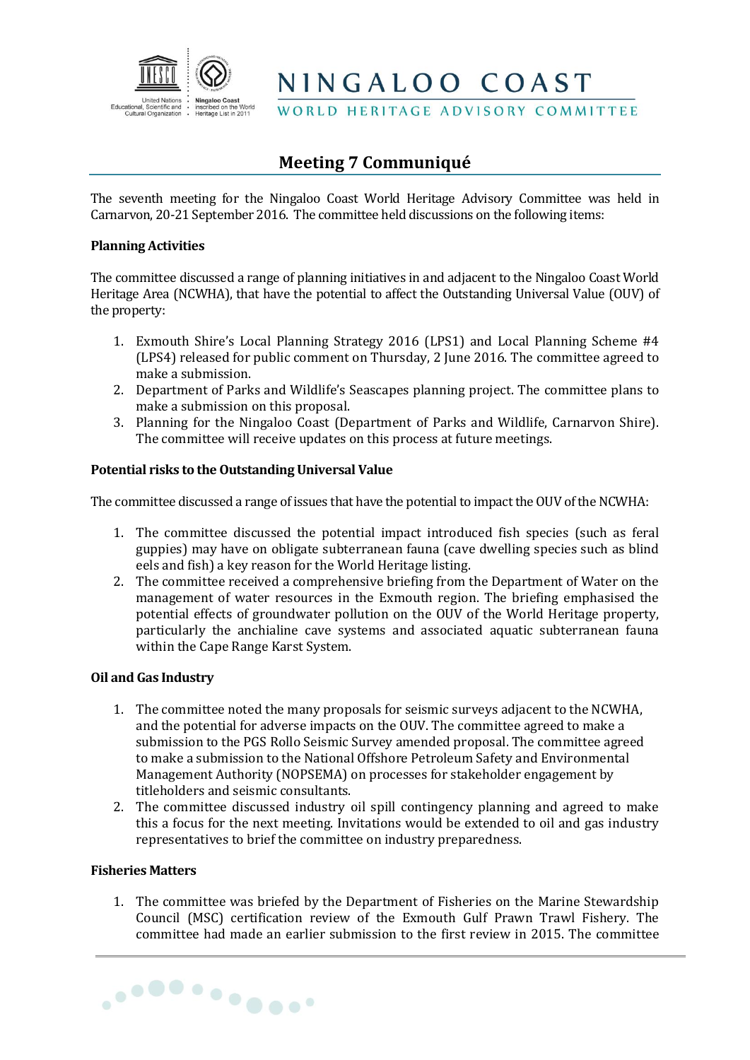NINGALOO COAST
WORLD HERITAGE ADVISORY COMMITTEE

# Meeting 7 Communiqué

The seventh meeting for the Ningaloo Coast World Heritage Advisory Committee was held in Carnarvon, 20-21 September 2016. The committee held discussions on the following items:

**Planning Activities**

The committee discussed a range of planning initiatives in and adjacent to the Ningaloo Coast World Heritage Area (NCWHA), that have the potential to affect the Outstanding Universal Value (OUV) of the property:

1. Exmouth Shire's Local Planning Strategy 2016 (LPS1) and Local Planning Scheme #4 (LPS4) released for public comment on Thursday, 2 June 2016. The committee agreed to make a submission.
2. Department of Parks and Wildlife's Seascapes planning project. The committee plans to make a submission on this proposal.
3. Planning for the Ningaloo Coast (Department of Parks and Wildlife, Carnarvon Shire). The committee will receive updates on this process at future meetings.

**Potential risks to the Outstanding Universal Value**

The committee discussed a range of issues that have the potential to impact the OUV of the NCWHA:

1. The committee discussed the potential impact introduced fish species (such as feral guppies) may have on obligate subterranean fauna (cave dwelling species such as blind eels and fish) a key reason for the World Heritage listing.
2. The committee received a comprehensive briefing from the Department of Water on the management of water resources in the Exmouth region. The briefing emphasised the potential effects of groundwater pollution on the OUV of the World Heritage property, particularly the anchialine cave systems and associated aquatic subterranean fauna within the Cape Range Karst System.

**Oil and Gas Industry**

1. The committee noted the many proposals for seismic surveys adjacent to the NCWHA, and the potential for adverse impacts on the OUV. The committee agreed to make a submission to the PGS Rollo Seismic Survey amended proposal. The committee agreed to make a submission to the National Offshore Petroleum Safety and Environmental Management Authority (NOPSEMA) on processes for stakeholder engagement by titleholders and seismic consultants.
2. The committee discussed industry oil spill contingency planning and agreed to make this a focus for the next meeting. Invitations would be extended to oil and gas industry representatives to brief the committee on industry preparedness.

**Fisheries Matters**

1. The committee was briefed by the Department of Fisheries on the Marine Stewardship Council (MSC) certification review of the Exmouth Gulf Prawn Trawl Fishery. The committee had made an earlier submission to the first review in 2015. The committee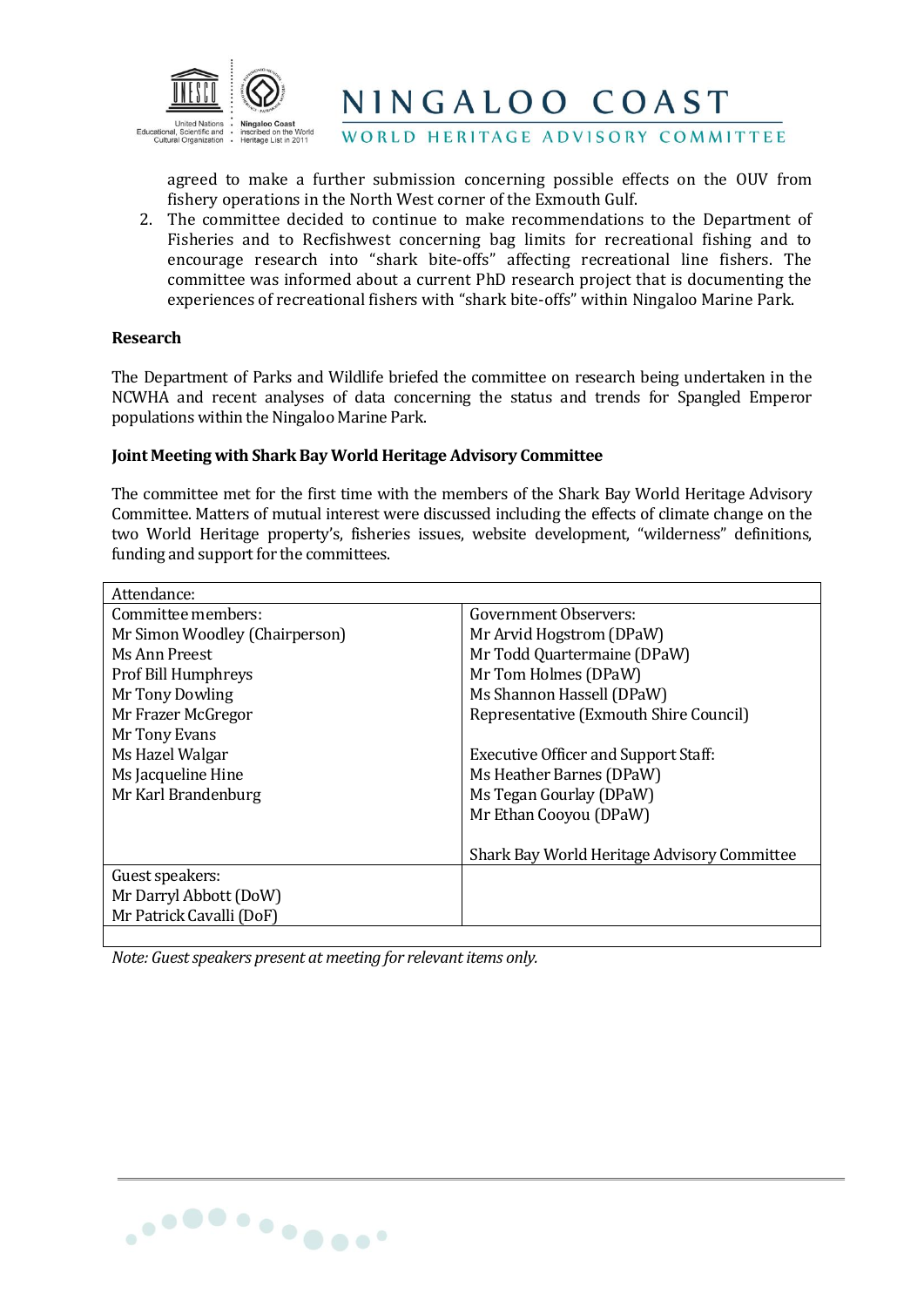agreed to make a further submission concerning possible effects on the OUV from fishery operations in the North West corner of the Exmouth Gulf.

2. The committee decided to continue to make recommendations to the Department of Fisheries and to Recfishwest concerning bag limits for recreational fishing and to encourage research into "shark bite-offs" affecting recreational line fishers. The committee was informed about a current PhD research project that is documenting the experiences of recreational fishers with "shark bite-offs" within Ningaloo Marine Park.

**Research**

The Department of Parks and Wildlife briefed the committee on research being undertaken in the NCWHA and recent analyses of data concerning the status and trends for Spangled Emperor populations within the Ningaloo Marine Park.

**Joint Meeting with Shark Bay World Heritage Advisory Committee**

The committee met for the first time with the members of the Shark Bay World Heritage Advisory Committee. Matters of mutual interest were discussed including the effects of climate change on the two World Heritage property's, fisheries issues, website development, "wilderness" definitions, funding and support for the committees.

| Attendance: | |
|---|---|
| Committee members:<br>Mr Simon Woodley (Chairperson)<br>Ms Ann Preest<br>Prof Bill Humphreys<br>Mr Tony Dowling<br>Mr Frazer McGregor<br>Mr Tony Evans<br>Ms Hazel Walgar<br>Ms Jacqueline Hine<br>Mr Karl Brandenburg | Government Observers:<br>Mr Arvid Hogstrom (DPaW)<br>Mr Todd Quartermaine (DPaW)<br>Mr Tom Holmes (DPaW)<br>Ms Shannon Hassell (DPaW)<br>Representative (Exmouth Shire Council)<br><br>Executive Officer and Support Staff:<br>Ms Heather Barnes (DPaW)<br>Ms Tegan Gourlay (DPaW)<br>Mr Ethan Cooyou (DPaW)<br><br>Shark Bay World Heritage Advisory Committee |
| Guest speakers:<br>Mr Darryl Abbott (DoW)<br>Mr Patrick Cavalli (DoF) | |

*Note: Guest speakers present at meeting for relevant items only.*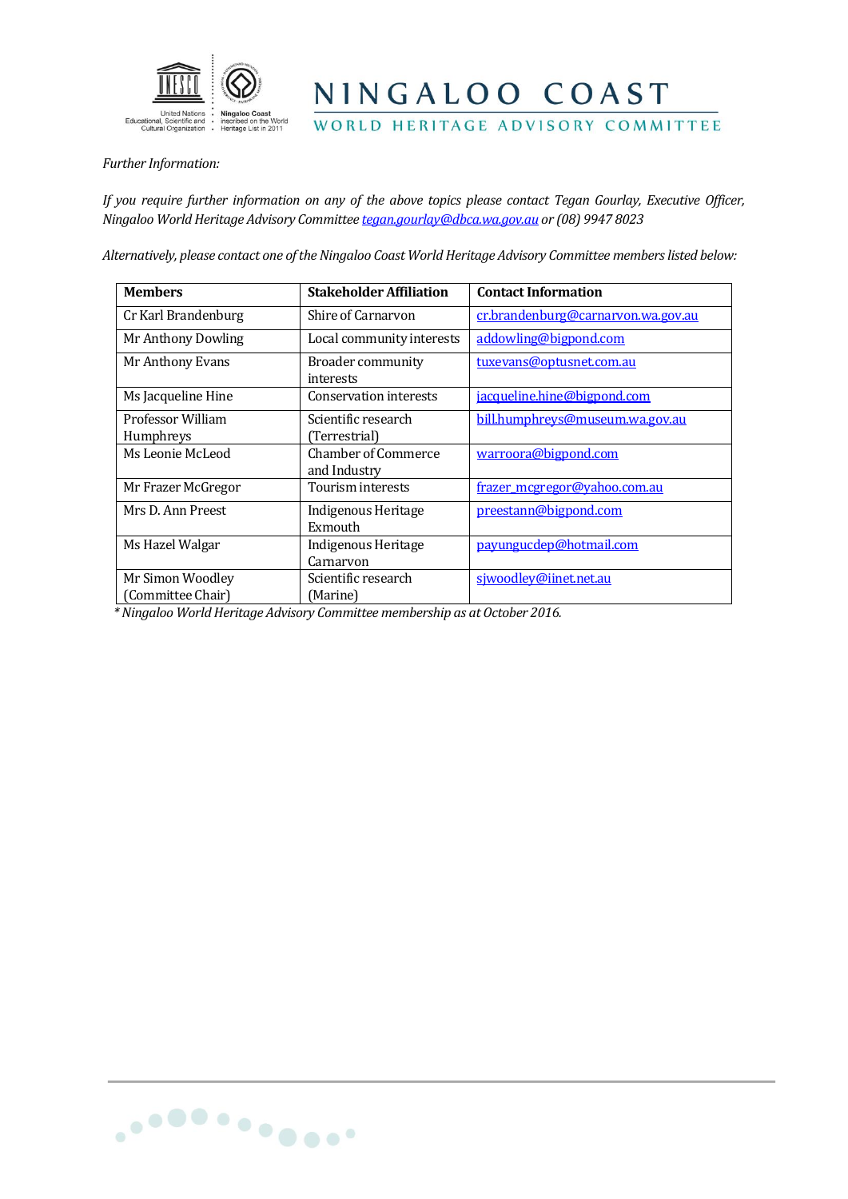*Further Information:*

*If you require further information on any of the above topics please contact Tegan Gourlay, Executive Officer, Ningaloo World Heritage Advisory Committee tegan.gourlay@dbca.wa.gov.au or (08) 9947 8023*

*Alternatively, please contact one of the Ningaloo Coast World Heritage Advisory Committee members listed below:*

| **Members** | **Stakeholder Affiliation** | **Contact Information** |
|---|---|---|
| Cr Karl Brandenburg | Shire of Carnarvon | cr.brandenburg@carnarvon.wa.gov.au |
| Mr Anthony Dowling | Local community interests | addowling@bigpond.com |
| Mr Anthony Evans | Broader community interests | tuxevans@optusnet.com.au |
| Ms Jacqueline Hine | Conservation interests | jacqueline.hine@bigpond.com |
| Professor William Humphreys | Scientific research (Terrestrial) | bill.humphreys@museum.wa.gov.au |
| Ms Leonie McLeod | Chamber of Commerce and Industry | warroora@bigpond.com |
| Mr Frazer McGregor | Tourism interests | frazer_mcgregor@yahoo.com.au |
| Mrs D. Ann Preest | Indigenous Heritage Exmouth | preestann@bigpond.com |
| Ms Hazel Walgar | Indigenous Heritage Carnarvon | payungucdep@hotmail.com |
| Mr Simon Woodley (Committee Chair) | Scientific research (Marine) | sjwoodley@iinet.net.au |

*\* Ningaloo World Heritage Advisory Committee membership as at October 2016.*